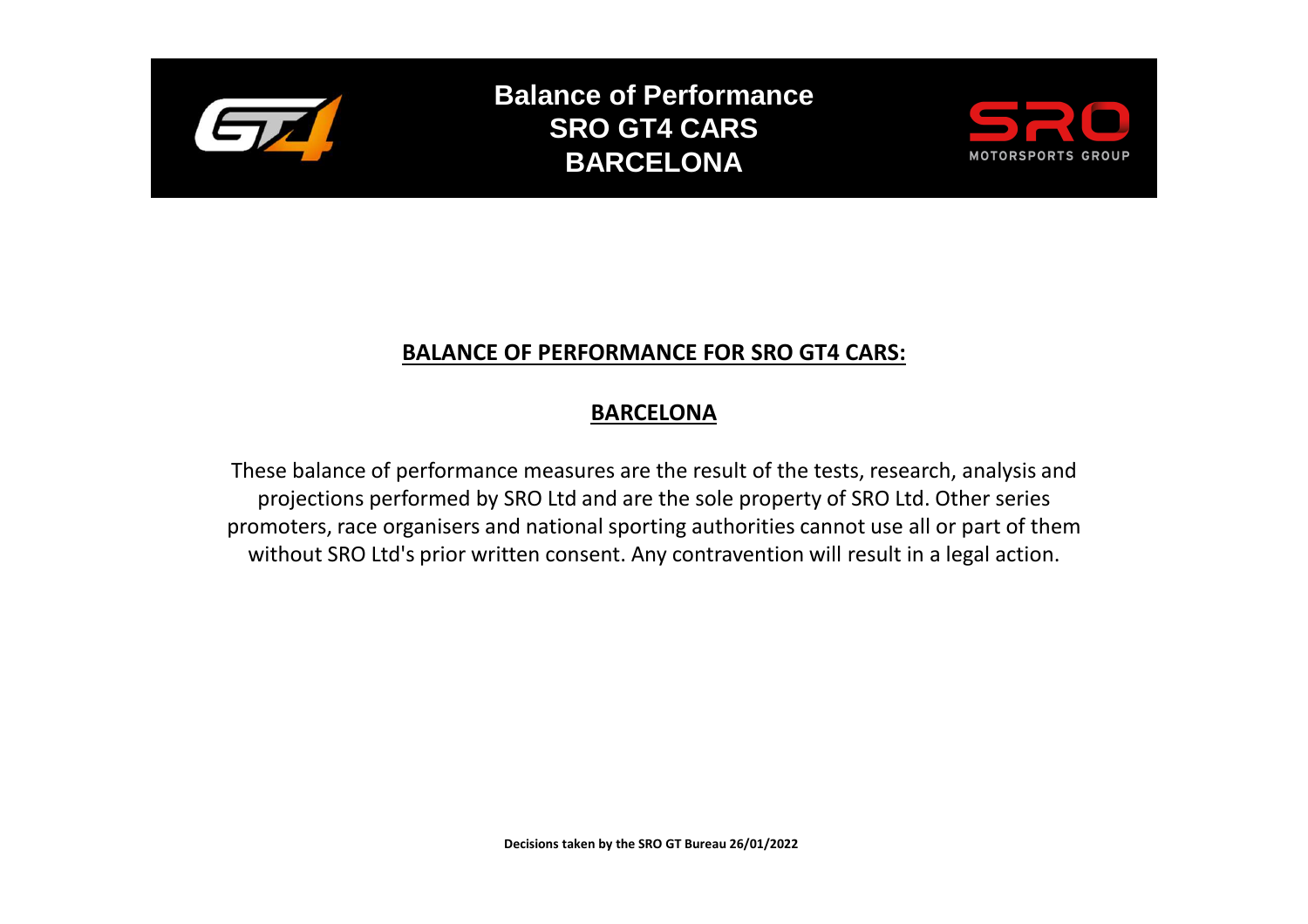# Balance of Performance
# SRO GT4 CARS
# BARCELONA

## BALANCE OF PERFORMANCE FOR SRO GT4 CARS:

## BARCELONA

These balance of performance measures are the result of the tests, research, analysis and projections performed by SRO Ltd and are the sole property of SRO Ltd. Other series promoters, race organisers and national sporting authorities cannot use all or part of them without SRO Ltd's prior written consent. Any contravention will result in a legal action.

**Decisions taken by the SRO GT Bureau 26/01/2022**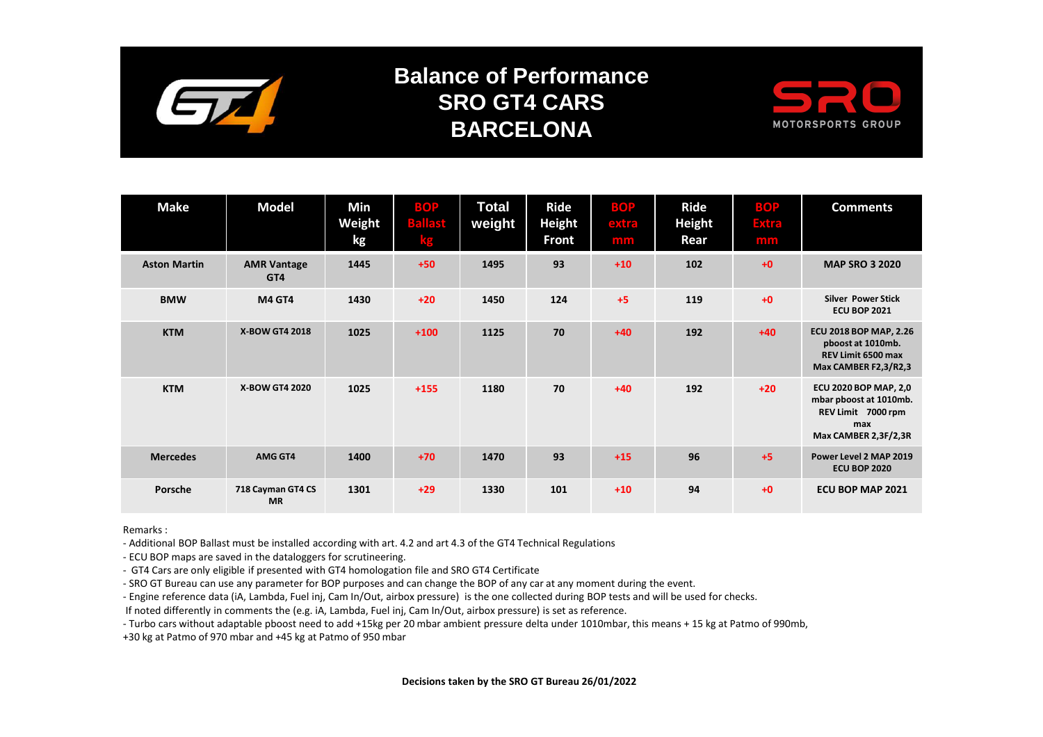# Balance of Performance
# SRO GT4 CARS
# BARCELONA

| Make | Model | Min Weight kg | BOP Ballast kg | Total weight | Ride Height Front | BOP extra mm | Ride Height Rear | BOP Extra mm | Comments |
|---|---|---|---|---|---|---|---|---|---|
| Aston Martin | AMR Vantage GT4 | 1445 | +50 | 1495 | 93 | +10 | 102 | +0 | MAP SRO 3 2020 |
| BMW | M4 GT4 | 1430 | +20 | 1450 | 124 | +5 | 119 | +0 | Silver Power Stick ECU BOP 2021 |
| KTM | X-BOW GT4 2018 | 1025 | +100 | 1125 | 70 | +40 | 192 | +40 | ECU 2018 BOP MAP, 2.26 pboost at 1010mb. REV Limit 6500 max Max CAMBER F2,3/R2,3 |
| KTM | X-BOW GT4 2020 | 1025 | +155 | 1180 | 70 | +40 | 192 | +20 | ECU 2020 BOP MAP, 2,0 mbar pboost at 1010mb. REV Limit 7000 rpm max Max CAMBER 2,3F/2,3R |
| Mercedes | AMG GT4 | 1400 | +70 | 1470 | 93 | +15 | 96 | +5 | Power Level 2 MAP 2019 ECU BOP 2020 |
| Porsche | 718 Cayman GT4 CS MR | 1301 | +29 | 1330 | 101 | +10 | 94 | +0 | ECU BOP MAP 2021 |

Remarks :

- Additional BOP Ballast must be installed according with art. 4.2 and art 4.3 of the GT4 Technical Regulations
- ECU BOP maps are saved in the dataloggers for scrutineering.
- GT4 Cars are only eligible if presented with GT4 homologation file and SRO GT4 Certificate
- SRO GT Bureau can use any parameter for BOP purposes and can change the BOP of any car at any moment during the event.
- Engine reference data (iA, Lambda, Fuel inj, Cam In/Out, airbox pressure) is the one collected during BOP tests and will be used for checks.
 If noted differently in comments the (e.g. iA, Lambda, Fuel inj, Cam In/Out, airbox pressure) is set as reference.
- Turbo cars without adaptable pboost need to add +15kg per 20 mbar ambient pressure delta under 1010mbar, this means + 15 kg at Patmo of 990mb, +30 kg at Patmo of 970 mbar and +45 kg at Patmo of 950 mbar

**Decisions taken by the SRO GT Bureau 26/01/2022**